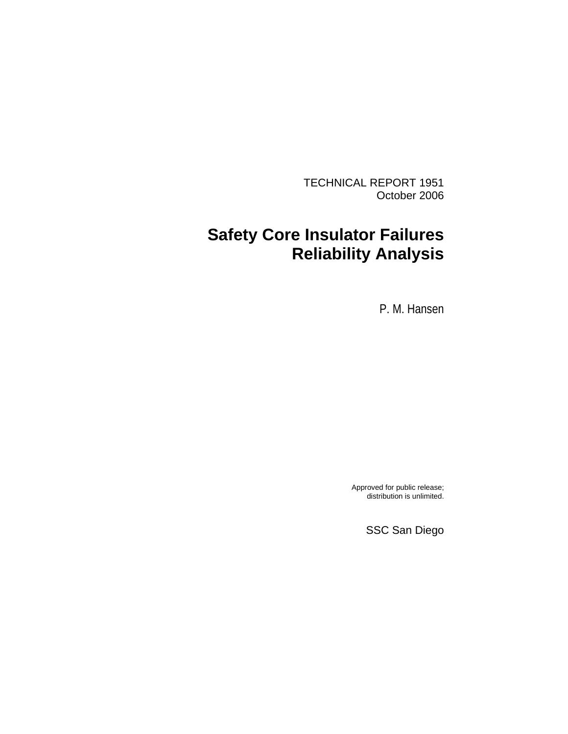TECHNICAL REPORT 1951
October 2006

# Safety Core Insulator Failures Reliability Analysis

P. M. Hansen

Approved for public release;
distribution is unlimited.

SSC San Diego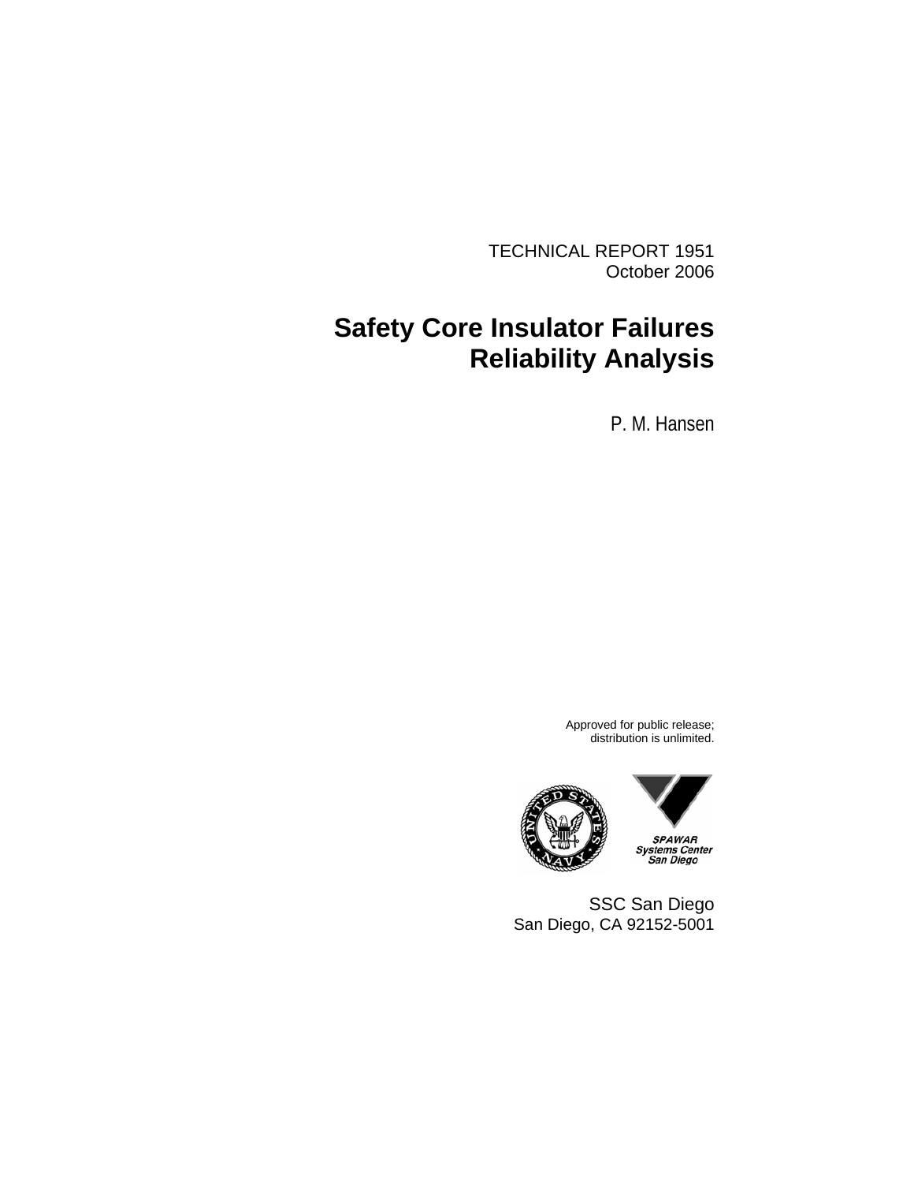TECHNICAL REPORT 1951
October 2006

# Safety Core Insulator Failures Reliability Analysis

P. M. Hansen

Approved for public release;
distribution is unlimited.

SPAWAR
Systems Center
San Diego

SSC San Diego
San Diego, CA 92152-5001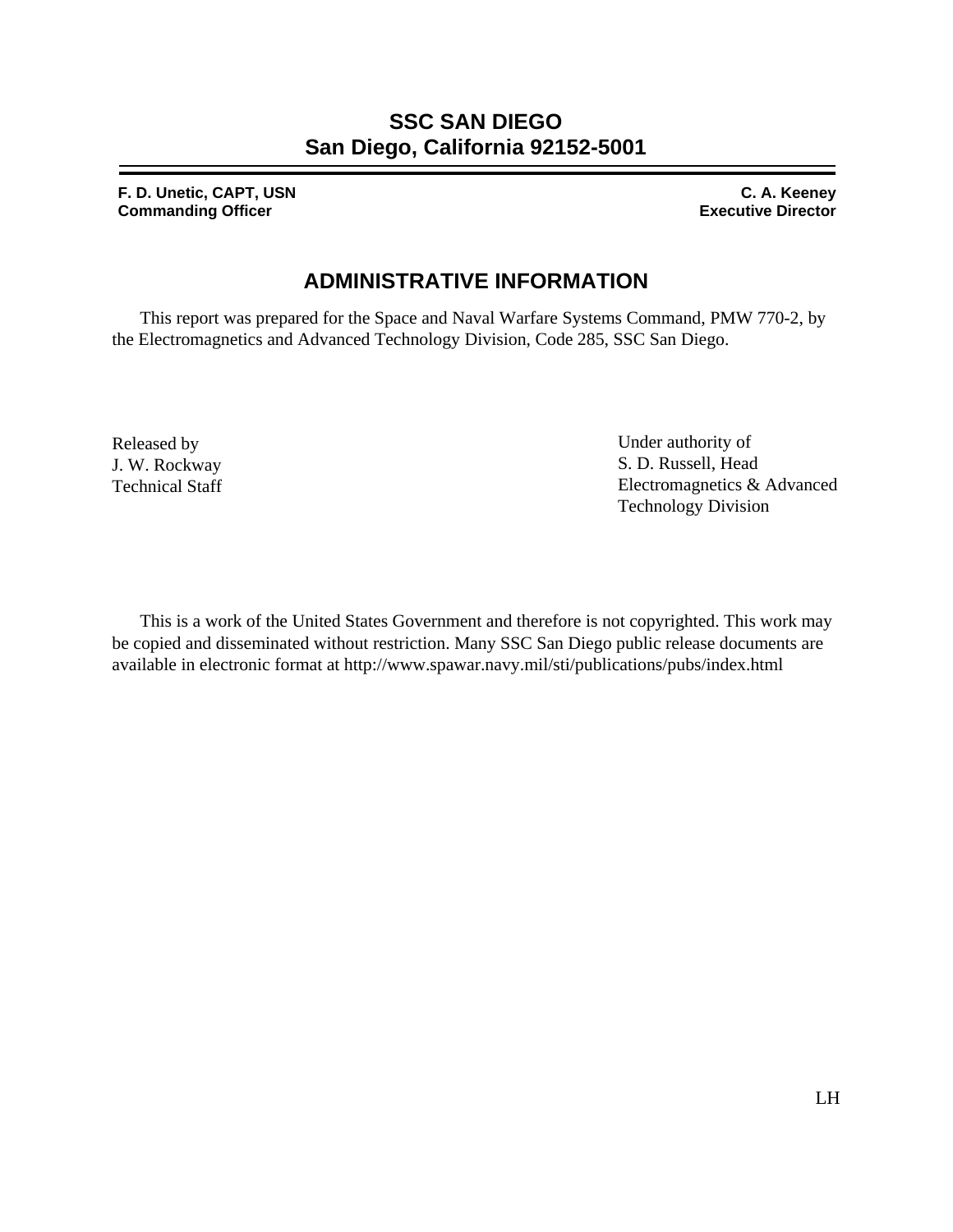# SSC SAN DIEGO
# San Diego, California 92152-5001

**F. D. Unetic, CAPT, USN**
**Commanding Officer**

**C. A. Keeney**
**Executive Director**

## ADMINISTRATIVE INFORMATION

This report was prepared for the Space and Naval Warfare Systems Command, PMW 770-2, by the Electromagnetics and Advanced Technology Division, Code 285, SSC San Diego.

Released by
J. W. Rockway
Technical Staff

Under authority of
S. D. Russell, Head
Electromagnetics & Advanced Technology Division

This is a work of the United States Government and therefore is not copyrighted. This work may be copied and disseminated without restriction. Many SSC San Diego public release documents are available in electronic format at http://www.spawar.navy.mil/sti/publications/pubs/index.html

LH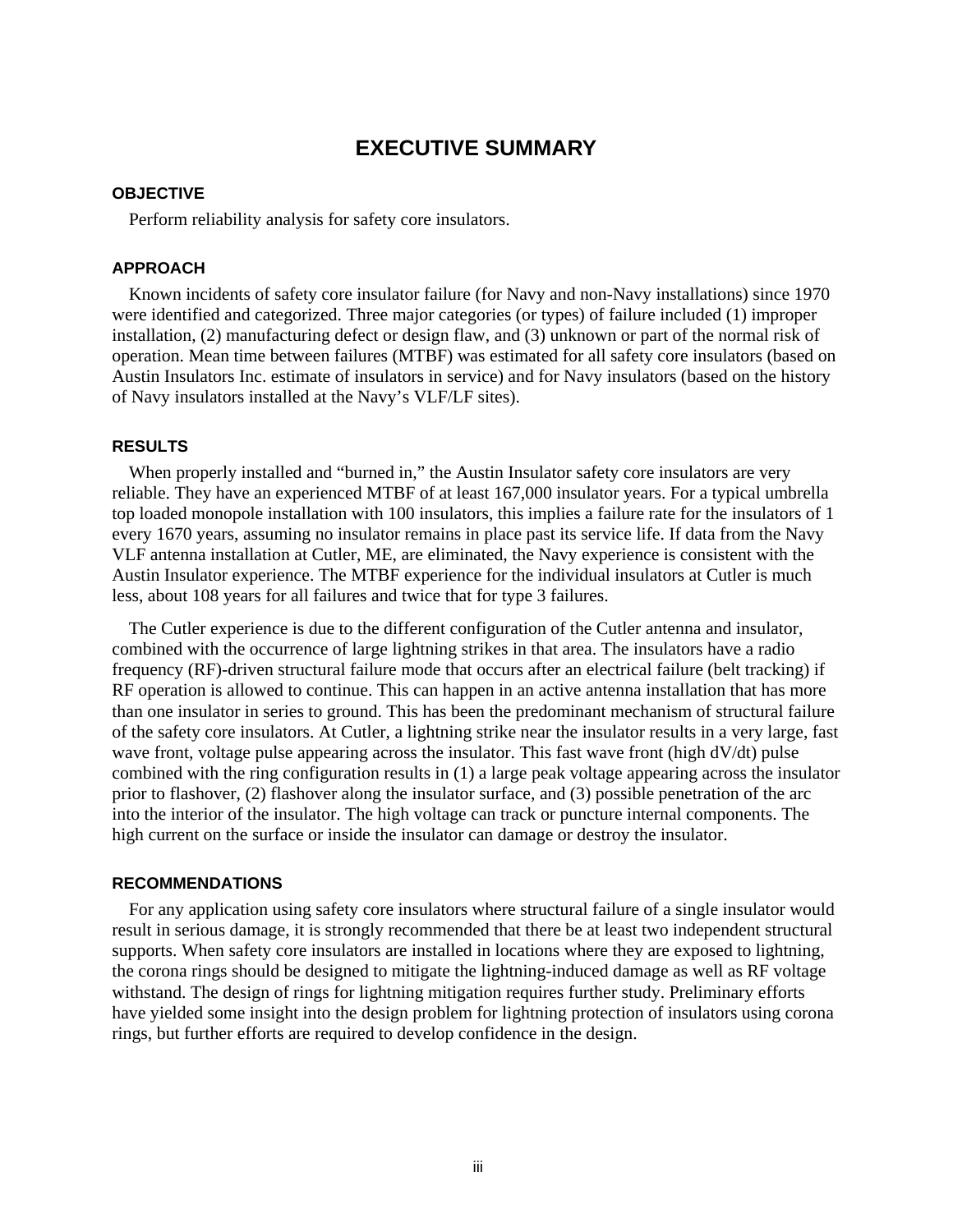# EXECUTIVE SUMMARY

## OBJECTIVE

Perform reliability analysis for safety core insulators.

## APPROACH

Known incidents of safety core insulator failure (for Navy and non-Navy installations) since 1970 were identified and categorized. Three major categories (or types) of failure included (1) improper installation, (2) manufacturing defect or design flaw, and (3) unknown or part of the normal risk of operation. Mean time between failures (MTBF) was estimated for all safety core insulators (based on Austin Insulators Inc. estimate of insulators in service) and for Navy insulators (based on the history of Navy insulators installed at the Navy's VLF/LF sites).

## RESULTS

When properly installed and "burned in," the Austin Insulator safety core insulators are very reliable. They have an experienced MTBF of at least 167,000 insulator years. For a typical umbrella top loaded monopole installation with 100 insulators, this implies a failure rate for the insulators of 1 every 1670 years, assuming no insulator remains in place past its service life. If data from the Navy VLF antenna installation at Cutler, ME, are eliminated, the Navy experience is consistent with the Austin Insulator experience. The MTBF experience for the individual insulators at Cutler is much less, about 108 years for all failures and twice that for type 3 failures.

The Cutler experience is due to the different configuration of the Cutler antenna and insulator, combined with the occurrence of large lightning strikes in that area. The insulators have a radio frequency (RF)-driven structural failure mode that occurs after an electrical failure (belt tracking) if RF operation is allowed to continue. This can happen in an active antenna installation that has more than one insulator in series to ground. This has been the predominant mechanism of structural failure of the safety core insulators. At Cutler, a lightning strike near the insulator results in a very large, fast wave front, voltage pulse appearing across the insulator. This fast wave front (high dV/dt) pulse combined with the ring configuration results in (1) a large peak voltage appearing across the insulator prior to flashover, (2) flashover along the insulator surface, and (3) possible penetration of the arc into the interior of the insulator. The high voltage can track or puncture internal components. The high current on the surface or inside the insulator can damage or destroy the insulator.

## RECOMMENDATIONS

For any application using safety core insulators where structural failure of a single insulator would result in serious damage, it is strongly recommended that there be at least two independent structural supports. When safety core insulators are installed in locations where they are exposed to lightning, the corona rings should be designed to mitigate the lightning-induced damage as well as RF voltage withstand. The design of rings for lightning mitigation requires further study. Preliminary efforts have yielded some insight into the design problem for lightning protection of insulators using corona rings, but further efforts are required to develop confidence in the design.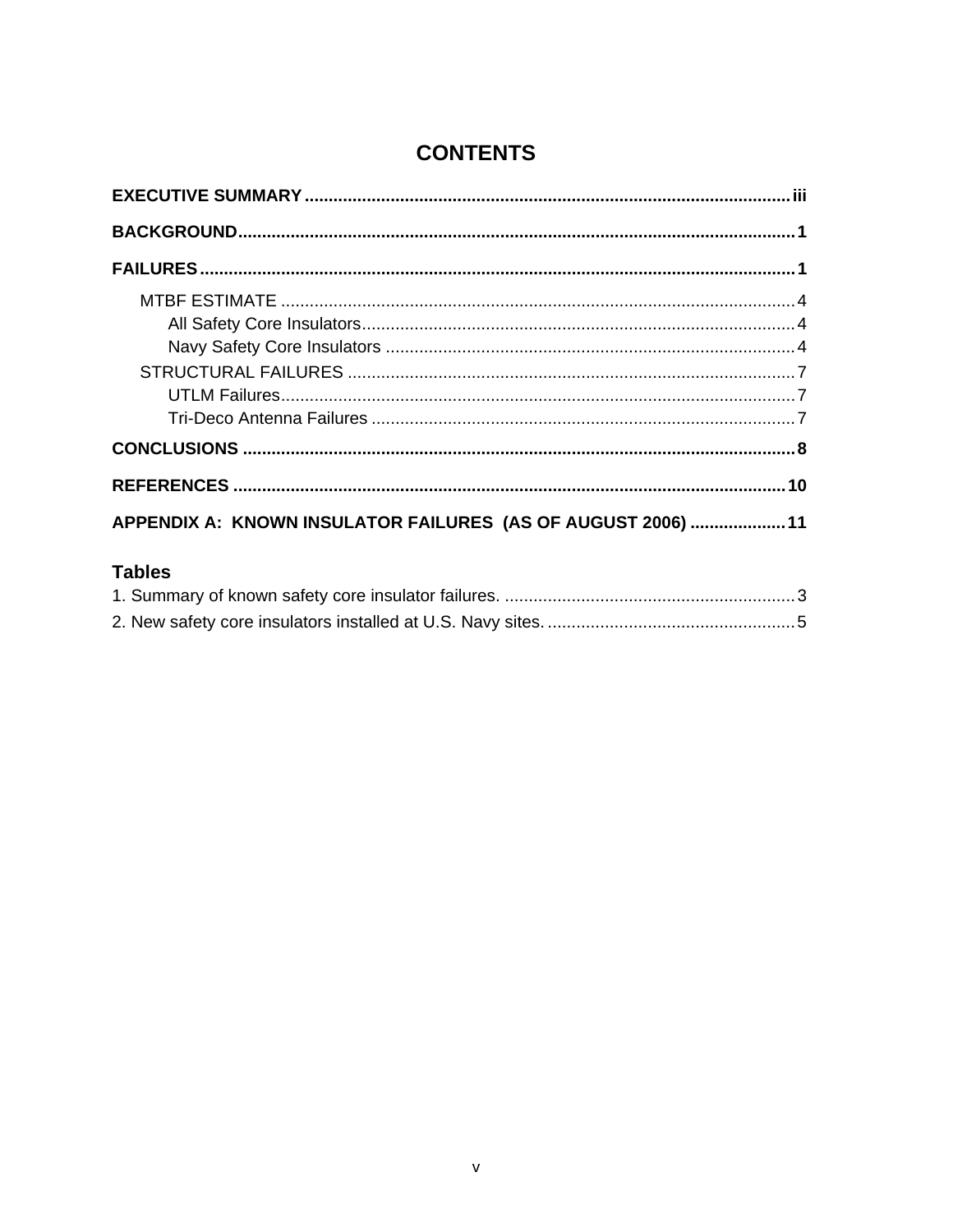# CONTENTS

**EXECUTIVE SUMMARY** .......... iii

**BACKGROUND** .......... 1

**FAILURES** .......... 1

- MTBF ESTIMATE .......... 4
  - All Safety Core Insulators .......... 4
  - Navy Safety Core Insulators .......... 4
- STRUCTURAL FAILURES .......... 7
  - UTLM Failures .......... 7
  - Tri-Deco Antenna Failures .......... 7

**CONCLUSIONS** .......... 8

**REFERENCES** .......... 10

**APPENDIX A: KNOWN INSULATOR FAILURES (AS OF AUGUST 2006)** .......... 11

## Tables

1. Summary of known safety core insulator failures. .......... 3
2. New safety core insulators installed at U.S. Navy sites. .......... 5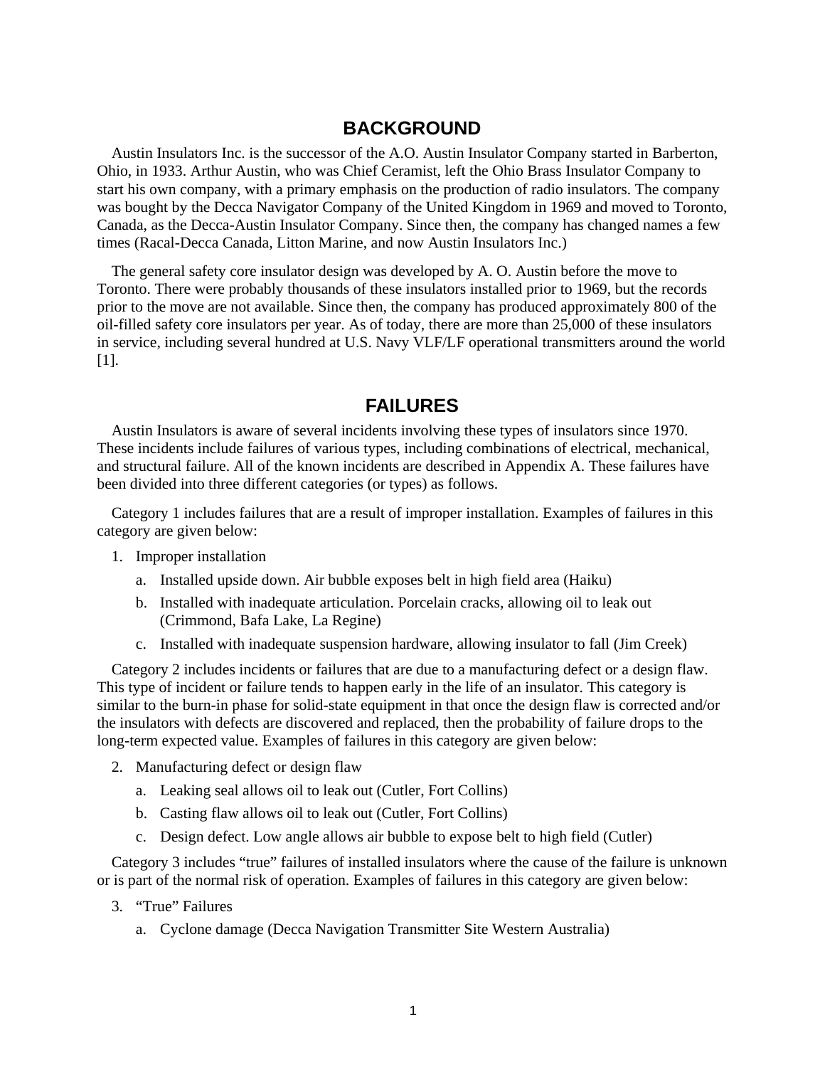## BACKGROUND

Austin Insulators Inc. is the successor of the A.O. Austin Insulator Company started in Barberton, Ohio, in 1933. Arthur Austin, who was Chief Ceramist, left the Ohio Brass Insulator Company to start his own company, with a primary emphasis on the production of radio insulators. The company was bought by the Decca Navigator Company of the United Kingdom in 1969 and moved to Toronto, Canada, as the Decca-Austin Insulator Company. Since then, the company has changed names a few times (Racal-Decca Canada, Litton Marine, and now Austin Insulators Inc.)

The general safety core insulator design was developed by A. O. Austin before the move to Toronto. There were probably thousands of these insulators installed prior to 1969, but the records prior to the move are not available. Since then, the company has produced approximately 800 of the oil-filled safety core insulators per year. As of today, there are more than 25,000 of these insulators in service, including several hundred at U.S. Navy VLF/LF operational transmitters around the world [1].

## FAILURES

Austin Insulators is aware of several incidents involving these types of insulators since 1970. These incidents include failures of various types, including combinations of electrical, mechanical, and structural failure. All of the known incidents are described in Appendix A. These failures have been divided into three different categories (or types) as follows.

Category 1 includes failures that are a result of improper installation. Examples of failures in this category are given below:

1. Improper installation
   a. Installed upside down. Air bubble exposes belt in high field area (Haiku)
   b. Installed with inadequate articulation. Porcelain cracks, allowing oil to leak out (Crimmond, Bafa Lake, La Regine)
   c. Installed with inadequate suspension hardware, allowing insulator to fall (Jim Creek)

Category 2 includes incidents or failures that are due to a manufacturing defect or a design flaw. This type of incident or failure tends to happen early in the life of an insulator. This category is similar to the burn-in phase for solid-state equipment in that once the design flaw is corrected and/or the insulators with defects are discovered and replaced, then the probability of failure drops to the long-term expected value. Examples of failures in this category are given below:

2. Manufacturing defect or design flaw
   a. Leaking seal allows oil to leak out (Cutler, Fort Collins)
   b. Casting flaw allows oil to leak out (Cutler, Fort Collins)
   c. Design defect. Low angle allows air bubble to expose belt to high field (Cutler)

Category 3 includes "true" failures of installed insulators where the cause of the failure is unknown or is part of the normal risk of operation. Examples of failures in this category are given below:

3. "True" Failures
   a. Cyclone damage (Decca Navigation Transmitter Site Western Australia)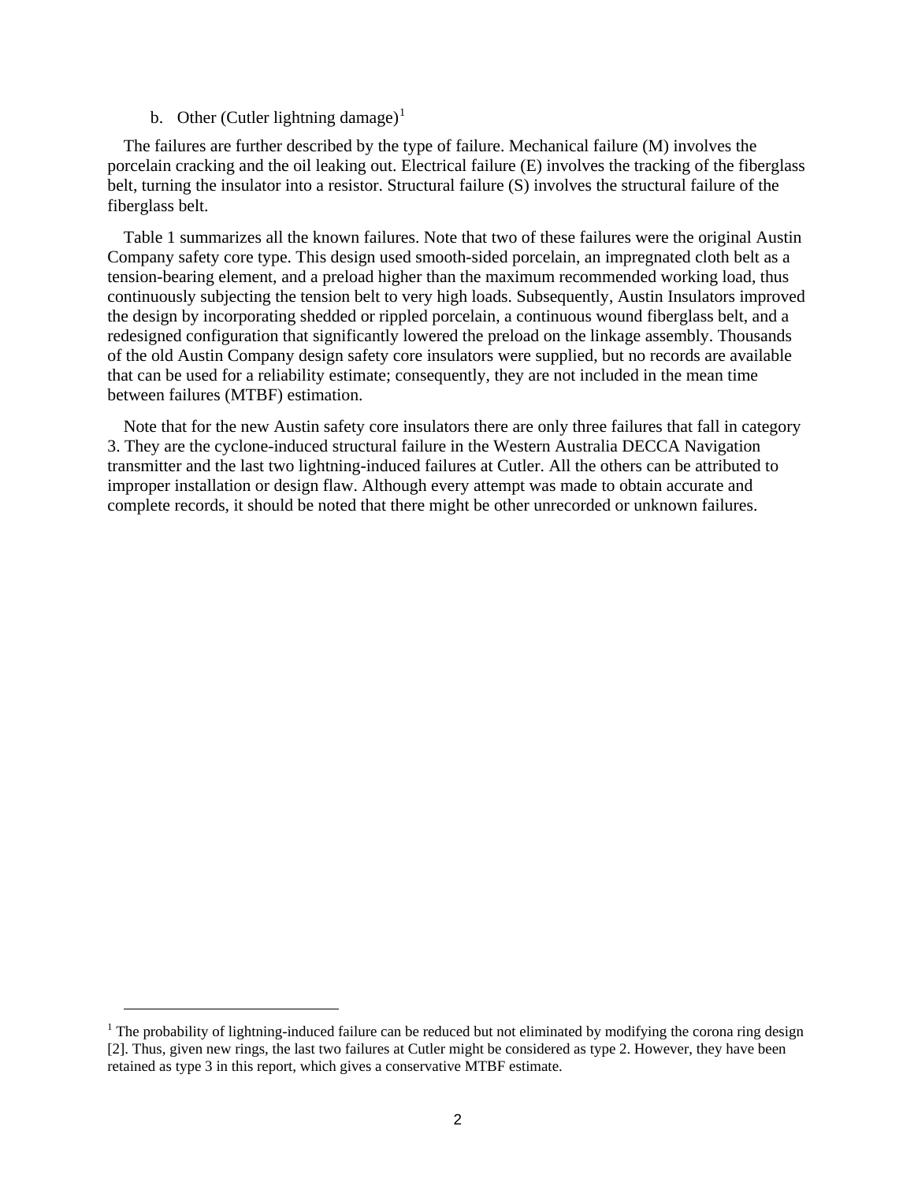b. Other (Cutler lightning damage)[1]

The failures are further described by the type of failure. Mechanical failure (M) involves the porcelain cracking and the oil leaking out. Electrical failure (E) involves the tracking of the fiberglass belt, turning the insulator into a resistor. Structural failure (S) involves the structural failure of the fiberglass belt.

Table 1 summarizes all the known failures. Note that two of these failures were the original Austin Company safety core type. This design used smooth-sided porcelain, an impregnated cloth belt as a tension-bearing element, and a preload higher than the maximum recommended working load, thus continuously subjecting the tension belt to very high loads. Subsequently, Austin Insulators improved the design by incorporating shedded or rippled porcelain, a continuous wound fiberglass belt, and a redesigned configuration that significantly lowered the preload on the linkage assembly. Thousands of the old Austin Company design safety core insulators were supplied, but no records are available that can be used for a reliability estimate; consequently, they are not included in the mean time between failures (MTBF) estimation.

Note that for the new Austin safety core insulators there are only three failures that fall in category 3. They are the cyclone-induced structural failure in the Western Australia DECCA Navigation transmitter and the last two lightning-induced failures at Cutler. All the others can be attributed to improper installation or design flaw. Although every attempt was made to obtain accurate and complete records, it should be noted that there might be other unrecorded or unknown failures.

---

[1] The probability of lightning-induced failure can be reduced but not eliminated by modifying the corona ring design [2]. Thus, given new rings, the last two failures at Cutler might be considered as type 2. However, they have been retained as type 3 in this report, which gives a conservative MTBF estimate.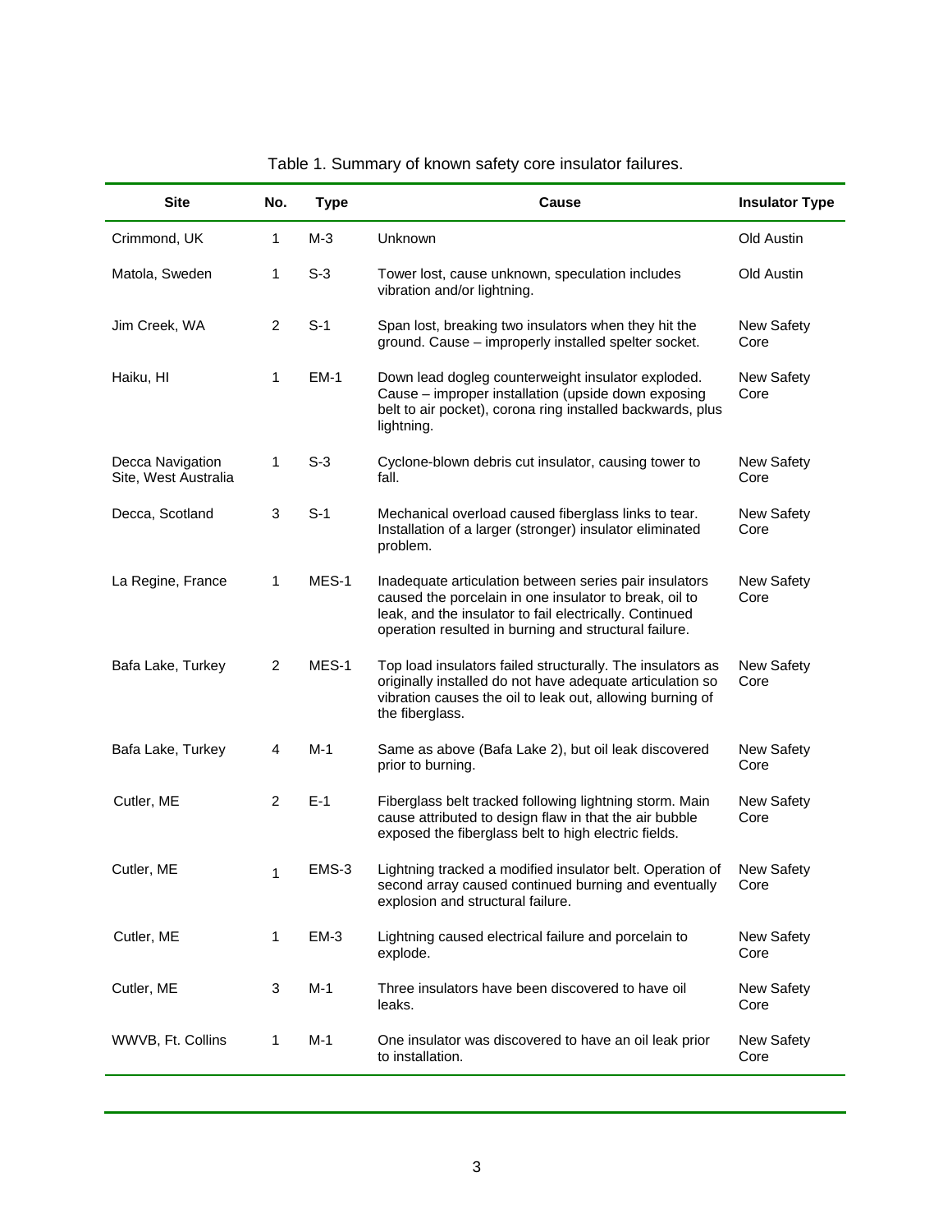Table 1. Summary of known safety core insulator failures.

| Site | No. | Type | Cause | Insulator Type |
|---|---|---|---|---|
| Crimmond, UK | 1 | M-3 | Unknown | Old Austin |
| Matola, Sweden | 1 | S-3 | Tower lost, cause unknown, speculation includes vibration and/or lightning. | Old Austin |
| Jim Creek, WA | 2 | S-1 | Span lost, breaking two insulators when they hit the ground. Cause – improperly installed spelter socket. | New Safety Core |
| Haiku, HI | 1 | EM-1 | Down lead dogleg counterweight insulator exploded. Cause – improper installation (upside down exposing belt to air pocket), corona ring installed backwards, plus lightning. | New Safety Core |
| Decca Navigation Site, West Australia | 1 | S-3 | Cyclone-blown debris cut insulator, causing tower to fall. | New Safety Core |
| Decca, Scotland | 3 | S-1 | Mechanical overload caused fiberglass links to tear. Installation of a larger (stronger) insulator eliminated problem. | New Safety Core |
| La Regine, France | 1 | MES-1 | Inadequate articulation between series pair insulators caused the porcelain in one insulator to break, oil to leak, and the insulator to fail electrically. Continued operation resulted in burning and structural failure. | New Safety Core |
| Bafa Lake, Turkey | 2 | MES-1 | Top load insulators failed structurally. The insulators as originally installed do not have adequate articulation so vibration causes the oil to leak out, allowing burning of the fiberglass. | New Safety Core |
| Bafa Lake, Turkey | 4 | M-1 | Same as above (Bafa Lake 2), but oil leak discovered prior to burning. | New Safety Core |
| Cutler, ME | 2 | E-1 | Fiberglass belt tracked following lightning storm. Main cause attributed to design flaw in that the air bubble exposed the fiberglass belt to high electric fields. | New Safety Core |
| Cutler, ME | 1 | EMS-3 | Lightning tracked a modified insulator belt. Operation of second array caused continued burning and eventually explosion and structural failure. | New Safety Core |
| Cutler, ME | 1 | EM-3 | Lightning caused electrical failure and porcelain to explode. | New Safety Core |
| Cutler, ME | 3 | M-1 | Three insulators have been discovered to have oil leaks. | New Safety Core |
| WWVB, Ft. Collins | 1 | M-1 | One insulator was discovered to have an oil leak prior to installation. | New Safety Core |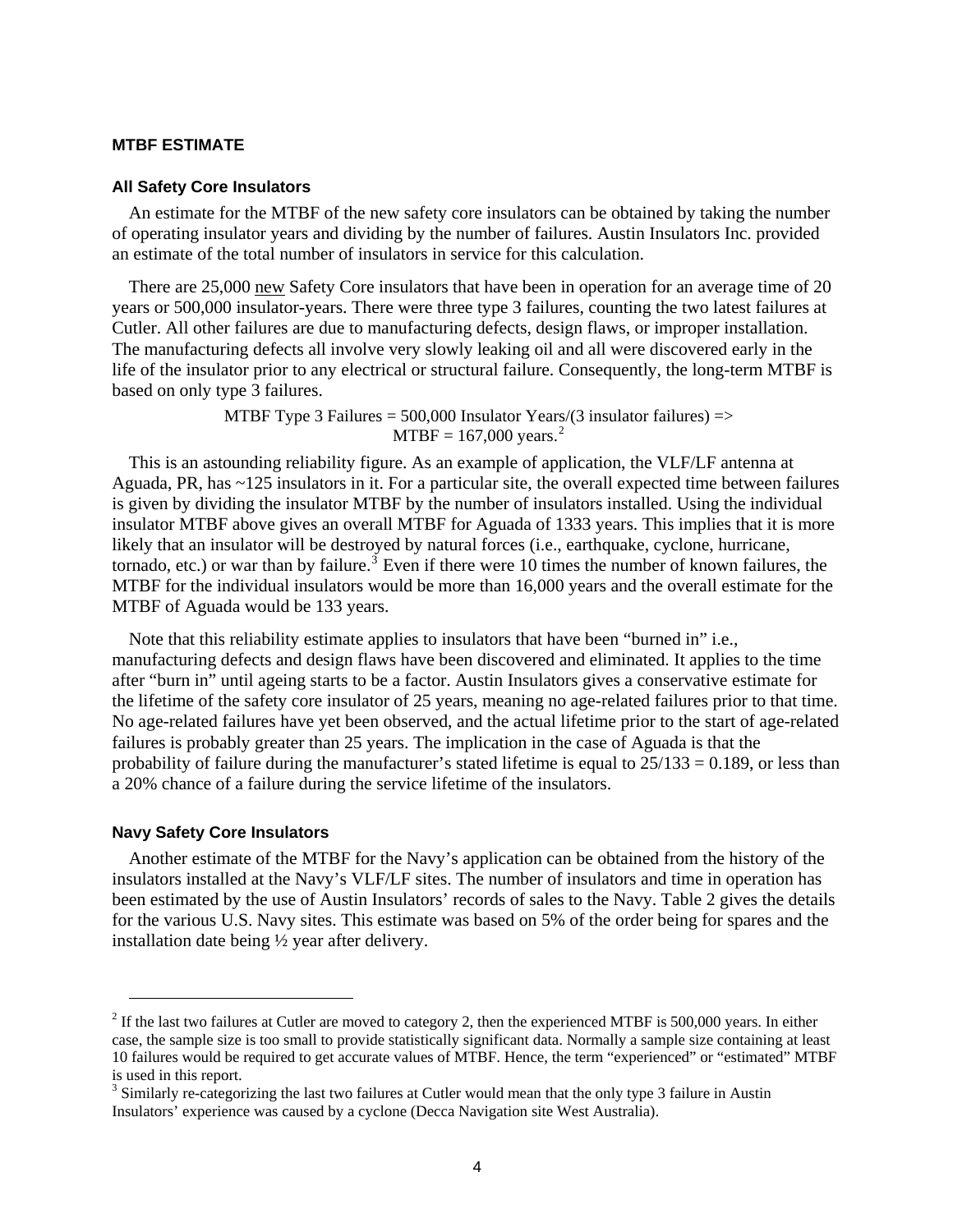## MTBF ESTIMATE

### All Safety Core Insulators

An estimate for the MTBF of the new safety core insulators can be obtained by taking the number of operating insulator years and dividing by the number of failures. Austin Insulators Inc. provided an estimate of the total number of insulators in service for this calculation.

There are 25,000 new Safety Core insulators that have been in operation for an average time of 20 years or 500,000 insulator-years. There were three type 3 failures, counting the two latest failures at Cutler. All other failures are due to manufacturing defects, design flaws, or improper installation. The manufacturing defects all involve very slowly leaking oil and all were discovered early in the life of the insulator prior to any electrical or structural failure. Consequently, the long-term MTBF is based on only type 3 failures.

MTBF Type 3 Failures = 500,000 Insulator Years/(3 insulator failures) =>
MTBF = 167,000 years.[2]

This is an astounding reliability figure. As an example of application, the VLF/LF antenna at Aguada, PR, has ~125 insulators in it. For a particular site, the overall expected time between failures is given by dividing the insulator MTBF by the number of insulators installed. Using the individual insulator MTBF above gives an overall MTBF for Aguada of 1333 years. This implies that it is more likely that an insulator will be destroyed by natural forces (i.e., earthquake, cyclone, hurricane, tornado, etc.) or war than by failure.[3] Even if there were 10 times the number of known failures, the MTBF for the individual insulators would be more than 16,000 years and the overall estimate for the MTBF of Aguada would be 133 years.

Note that this reliability estimate applies to insulators that have been "burned in" i.e., manufacturing defects and design flaws have been discovered and eliminated. It applies to the time after "burn in" until ageing starts to be a factor. Austin Insulators gives a conservative estimate for the lifetime of the safety core insulator of 25 years, meaning no age-related failures prior to that time. No age-related failures have yet been observed, and the actual lifetime prior to the start of age-related failures is probably greater than 25 years. The implication in the case of Aguada is that the probability of failure during the manufacturer's stated lifetime is equal to 25/133 = 0.189, or less than a 20% chance of a failure during the service lifetime of the insulators.

### Navy Safety Core Insulators

Another estimate of the MTBF for the Navy's application can be obtained from the history of the insulators installed at the Navy's VLF/LF sites. The number of insulators and time in operation has been estimated by the use of Austin Insulators' records of sales to the Navy. Table 2 gives the details for the various U.S. Navy sites. This estimate was based on 5% of the order being for spares and the installation date being ½ year after delivery.

---

[2] If the last two failures at Cutler are moved to category 2, then the experienced MTBF is 500,000 years. In either case, the sample size is too small to provide statistically significant data. Normally a sample size containing at least 10 failures would be required to get accurate values of MTBF. Hence, the term "experienced" or "estimated" MTBF is used in this report.

[3] Similarly re-categorizing the last two failures at Cutler would mean that the only type 3 failure in Austin Insulators' experience was caused by a cyclone (Decca Navigation site West Australia).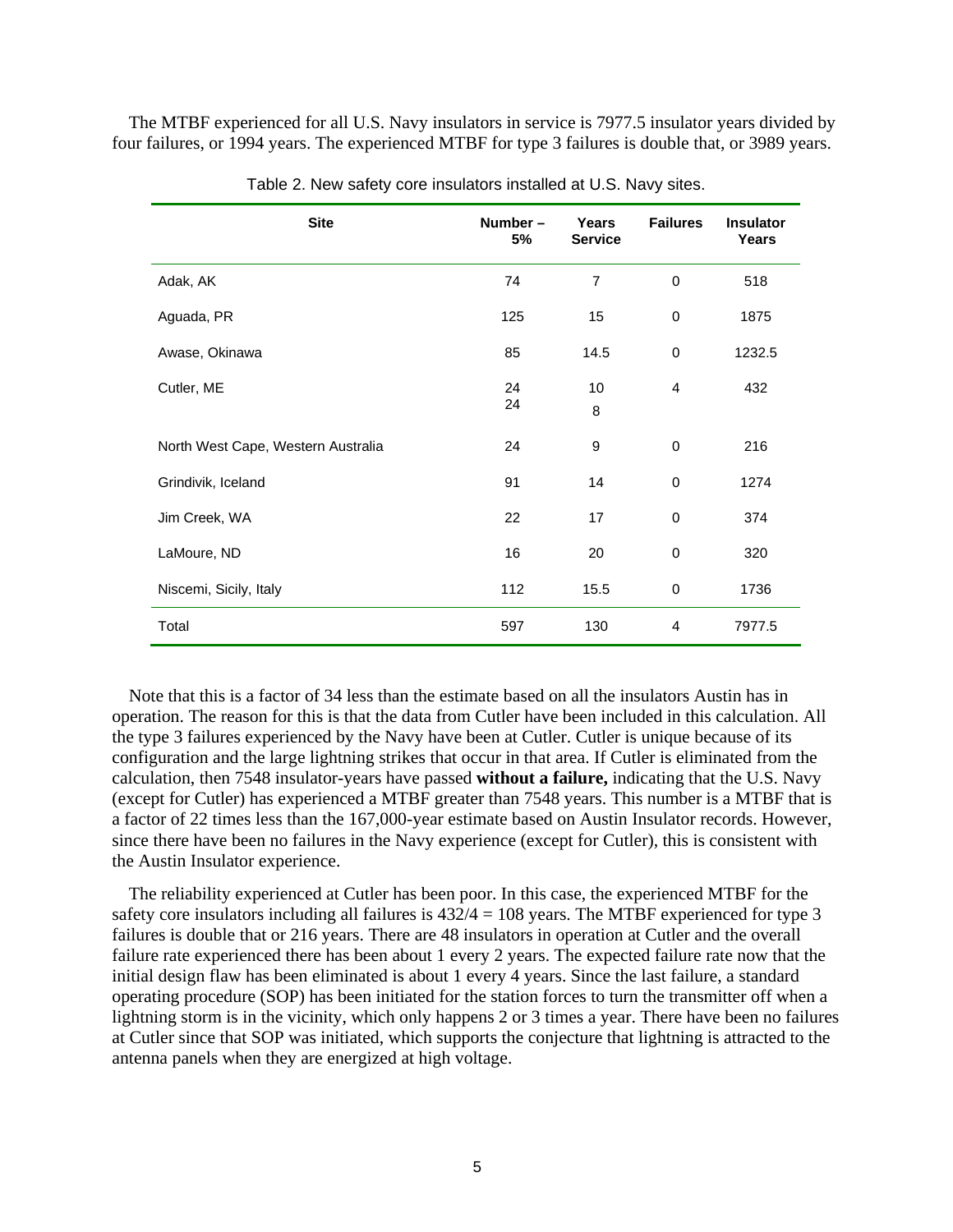The MTBF experienced for all U.S. Navy insulators in service is 7977.5 insulator years divided by four failures, or 1994 years. The experienced MTBF for type 3 failures is double that, or 3989 years.

Table 2. New safety core insulators installed at U.S. Navy sites.

| Site | Number – 5% | Years Service | Failures | Insulator Years |
|---|---|---|---|---|
| Adak, AK | 74 | 7 | 0 | 518 |
| Aguada, PR | 125 | 15 | 0 | 1875 |
| Awase, Okinawa | 85 | 14.5 | 0 | 1232.5 |
| Cutler, ME | 24<br>24 | 10<br>8 | 4 | 432 |
| North West Cape, Western Australia | 24 | 9 | 0 | 216 |
| Grindivik, Iceland | 91 | 14 | 0 | 1274 |
| Jim Creek, WA | 22 | 17 | 0 | 374 |
| LaMoure, ND | 16 | 20 | 0 | 320 |
| Niscemi, Sicily, Italy | 112 | 15.5 | 0 | 1736 |
| Total | 597 | 130 | 4 | 7977.5 |

Note that this is a factor of 34 less than the estimate based on all the insulators Austin has in operation. The reason for this is that the data from Cutler have been included in this calculation. All the type 3 failures experienced by the Navy have been at Cutler. Cutler is unique because of its configuration and the large lightning strikes that occur in that area. If Cutler is eliminated from the calculation, then 7548 insulator-years have passed **without a failure,** indicating that the U.S. Navy (except for Cutler) has experienced a MTBF greater than 7548 years. This number is a MTBF that is a factor of 22 times less than the 167,000-year estimate based on Austin Insulator records. However, since there have been no failures in the Navy experience (except for Cutler), this is consistent with the Austin Insulator experience.

The reliability experienced at Cutler has been poor. In this case, the experienced MTBF for the safety core insulators including all failures is $432/4 = 108$ years. The MTBF experienced for type 3 failures is double that or 216 years. There are 48 insulators in operation at Cutler and the overall failure rate experienced there has been about 1 every 2 years. The expected failure rate now that the initial design flaw has been eliminated is about 1 every 4 years. Since the last failure, a standard operating procedure (SOP) has been initiated for the station forces to turn the transmitter off when a lightning storm is in the vicinity, which only happens 2 or 3 times a year. There have been no failures at Cutler since that SOP was initiated, which supports the conjecture that lightning is attracted to the antenna panels when they are energized at high voltage.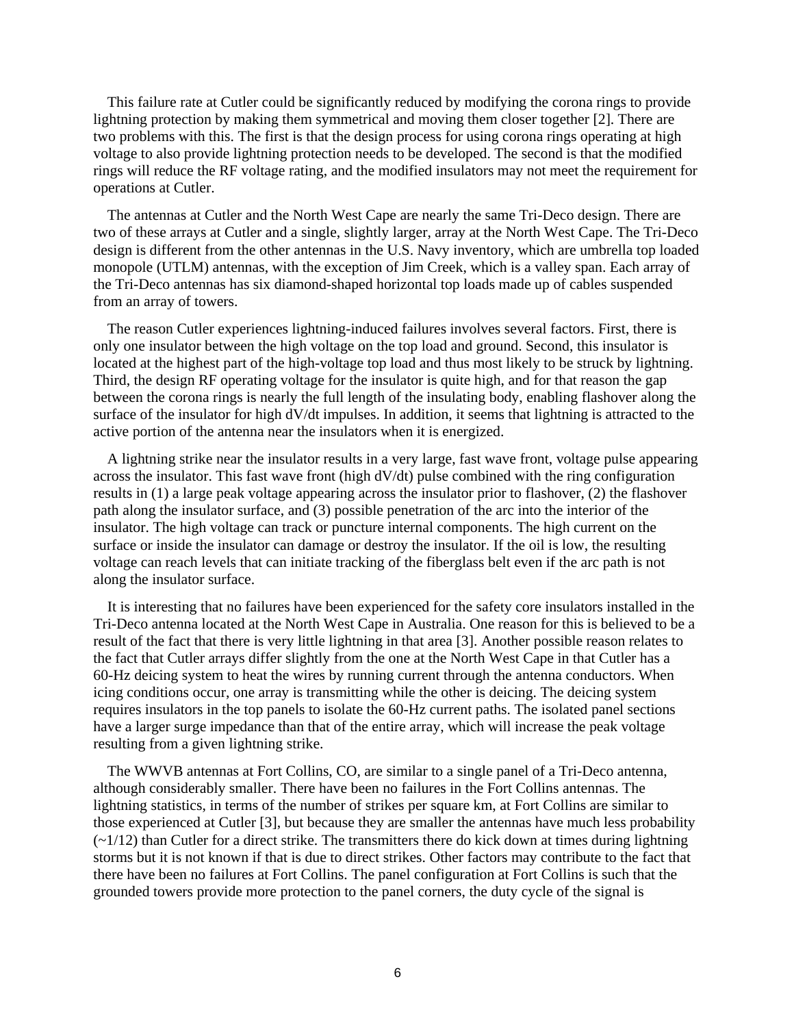This failure rate at Cutler could be significantly reduced by modifying the corona rings to provide lightning protection by making them symmetrical and moving them closer together [2]. There are two problems with this. The first is that the design process for using corona rings operating at high voltage to also provide lightning protection needs to be developed. The second is that the modified rings will reduce the RF voltage rating, and the modified insulators may not meet the requirement for operations at Cutler.

The antennas at Cutler and the North West Cape are nearly the same Tri-Deco design. There are two of these arrays at Cutler and a single, slightly larger, array at the North West Cape. The Tri-Deco design is different from the other antennas in the U.S. Navy inventory, which are umbrella top loaded monopole (UTLM) antennas, with the exception of Jim Creek, which is a valley span. Each array of the Tri-Deco antennas has six diamond-shaped horizontal top loads made up of cables suspended from an array of towers.

The reason Cutler experiences lightning-induced failures involves several factors. First, there is only one insulator between the high voltage on the top load and ground. Second, this insulator is located at the highest part of the high-voltage top load and thus most likely to be struck by lightning. Third, the design RF operating voltage for the insulator is quite high, and for that reason the gap between the corona rings is nearly the full length of the insulating body, enabling flashover along the surface of the insulator for high dV/dt impulses. In addition, it seems that lightning is attracted to the active portion of the antenna near the insulators when it is energized.

A lightning strike near the insulator results in a very large, fast wave front, voltage pulse appearing across the insulator. This fast wave front (high dV/dt) pulse combined with the ring configuration results in (1) a large peak voltage appearing across the insulator prior to flashover, (2) the flashover path along the insulator surface, and (3) possible penetration of the arc into the interior of the insulator. The high voltage can track or puncture internal components. The high current on the surface or inside the insulator can damage or destroy the insulator. If the oil is low, the resulting voltage can reach levels that can initiate tracking of the fiberglass belt even if the arc path is not along the insulator surface.

It is interesting that no failures have been experienced for the safety core insulators installed in the Tri-Deco antenna located at the North West Cape in Australia. One reason for this is believed to be a result of the fact that there is very little lightning in that area [3]. Another possible reason relates to the fact that Cutler arrays differ slightly from the one at the North West Cape in that Cutler has a 60-Hz deicing system to heat the wires by running current through the antenna conductors. When icing conditions occur, one array is transmitting while the other is deicing. The deicing system requires insulators in the top panels to isolate the 60-Hz current paths. The isolated panel sections have a larger surge impedance than that of the entire array, which will increase the peak voltage resulting from a given lightning strike.

The WWVB antennas at Fort Collins, CO, are similar to a single panel of a Tri-Deco antenna, although considerably smaller. There have been no failures in the Fort Collins antennas. The lightning statistics, in terms of the number of strikes per square km, at Fort Collins are similar to those experienced at Cutler [3], but because they are smaller the antennas have much less probability (~1/12) than Cutler for a direct strike. The transmitters there do kick down at times during lightning storms but it is not known if that is due to direct strikes. Other factors may contribute to the fact that there have been no failures at Fort Collins. The panel configuration at Fort Collins is such that the grounded towers provide more protection to the panel corners, the duty cycle of the signal is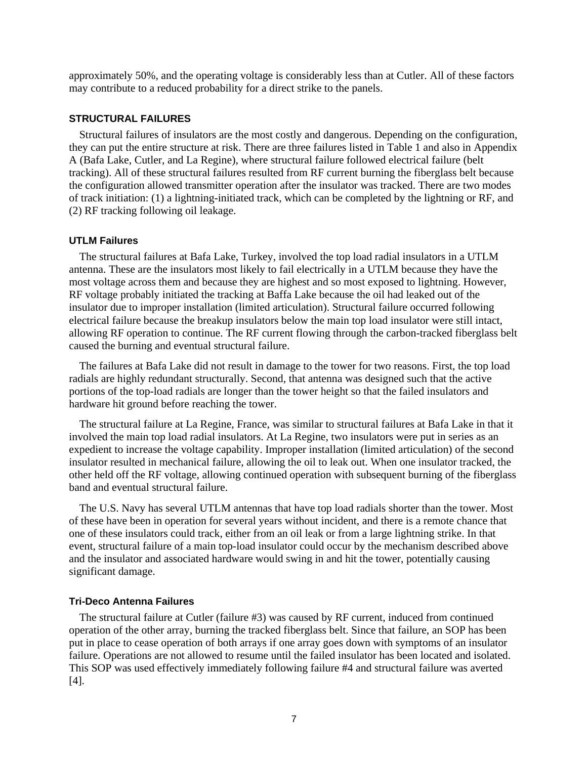approximately 50%, and the operating voltage is considerably less than at Cutler. All of these factors may contribute to a reduced probability for a direct strike to the panels.

## STRUCTURAL FAILURES

Structural failures of insulators are the most costly and dangerous. Depending on the configuration, they can put the entire structure at risk. There are three failures listed in Table 1 and also in Appendix A (Bafa Lake, Cutler, and La Regine), where structural failure followed electrical failure (belt tracking). All of these structural failures resulted from RF current burning the fiberglass belt because the configuration allowed transmitter operation after the insulator was tracked. There are two modes of track initiation: (1) a lightning-initiated track, which can be completed by the lightning or RF, and (2) RF tracking following oil leakage.

### UTLM Failures

The structural failures at Bafa Lake, Turkey, involved the top load radial insulators in a UTLM antenna. These are the insulators most likely to fail electrically in a UTLM because they have the most voltage across them and because they are highest and so most exposed to lightning. However, RF voltage probably initiated the tracking at Baffa Lake because the oil had leaked out of the insulator due to improper installation (limited articulation). Structural failure occurred following electrical failure because the breakup insulators below the main top load insulator were still intact, allowing RF operation to continue. The RF current flowing through the carbon-tracked fiberglass belt caused the burning and eventual structural failure.

The failures at Bafa Lake did not result in damage to the tower for two reasons. First, the top load radials are highly redundant structurally. Second, that antenna was designed such that the active portions of the top-load radials are longer than the tower height so that the failed insulators and hardware hit ground before reaching the tower.

The structural failure at La Regine, France, was similar to structural failures at Bafa Lake in that it involved the main top load radial insulators. At La Regine, two insulators were put in series as an expedient to increase the voltage capability. Improper installation (limited articulation) of the second insulator resulted in mechanical failure, allowing the oil to leak out. When one insulator tracked, the other held off the RF voltage, allowing continued operation with subsequent burning of the fiberglass band and eventual structural failure.

The U.S. Navy has several UTLM antennas that have top load radials shorter than the tower. Most of these have been in operation for several years without incident, and there is a remote chance that one of these insulators could track, either from an oil leak or from a large lightning strike. In that event, structural failure of a main top-load insulator could occur by the mechanism described above and the insulator and associated hardware would swing in and hit the tower, potentially causing significant damage.

### Tri-Deco Antenna Failures

The structural failure at Cutler (failure #3) was caused by RF current, induced from continued operation of the other array, burning the tracked fiberglass belt. Since that failure, an SOP has been put in place to cease operation of both arrays if one array goes down with symptoms of an insulator failure. Operations are not allowed to resume until the failed insulator has been located and isolated. This SOP was used effectively immediately following failure #4 and structural failure was averted [4].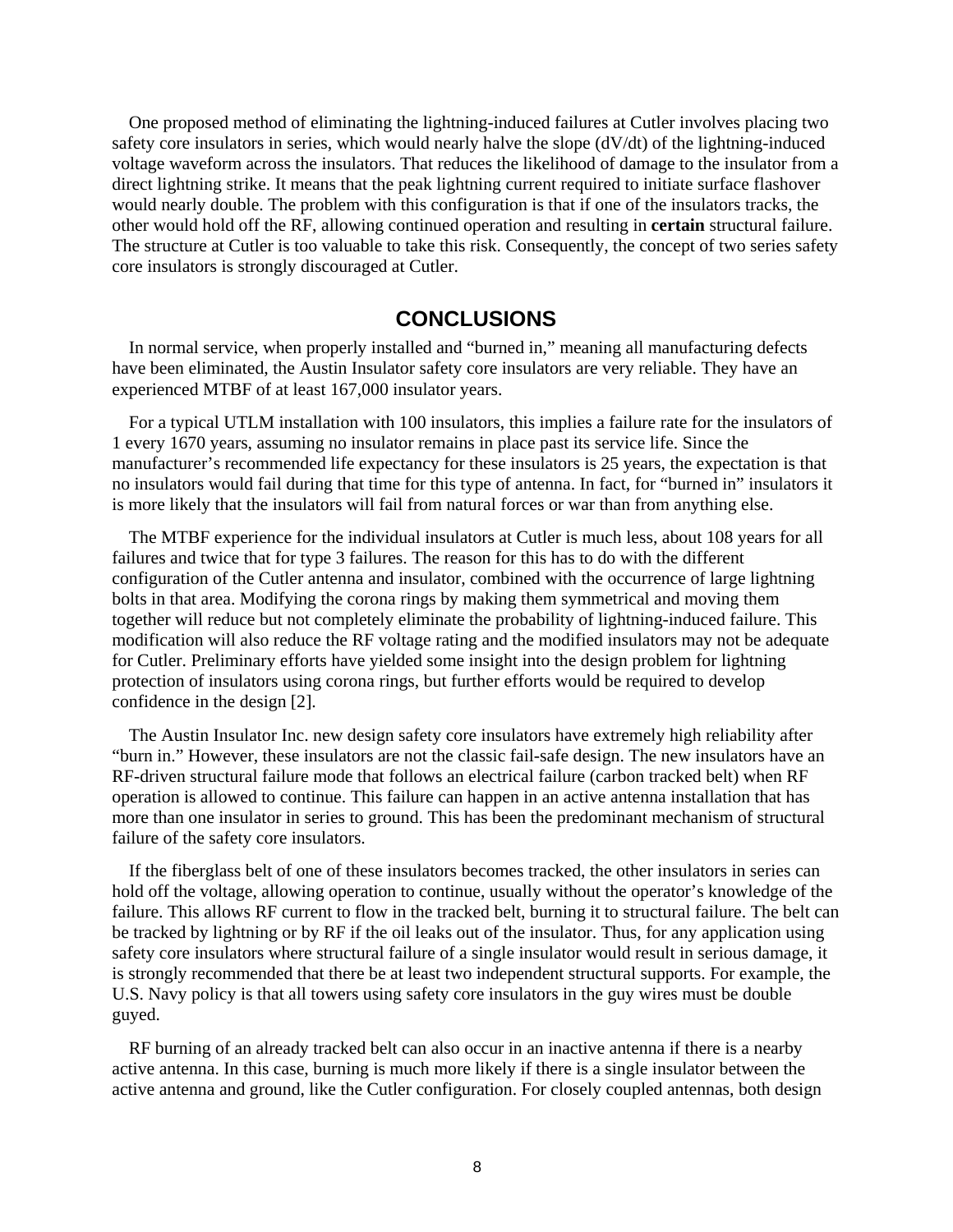One proposed method of eliminating the lightning-induced failures at Cutler involves placing two safety core insulators in series, which would nearly halve the slope (dV/dt) of the lightning-induced voltage waveform across the insulators. That reduces the likelihood of damage to the insulator from a direct lightning strike. It means that the peak lightning current required to initiate surface flashover would nearly double. The problem with this configuration is that if one of the insulators tracks, the other would hold off the RF, allowing continued operation and resulting in **certain** structural failure. The structure at Cutler is too valuable to take this risk. Consequently, the concept of two series safety core insulators is strongly discouraged at Cutler.

## CONCLUSIONS

In normal service, when properly installed and "burned in," meaning all manufacturing defects have been eliminated, the Austin Insulator safety core insulators are very reliable. They have an experienced MTBF of at least 167,000 insulator years.

For a typical UTLM installation with 100 insulators, this implies a failure rate for the insulators of 1 every 1670 years, assuming no insulator remains in place past its service life. Since the manufacturer's recommended life expectancy for these insulators is 25 years, the expectation is that no insulators would fail during that time for this type of antenna. In fact, for "burned in" insulators it is more likely that the insulators will fail from natural forces or war than from anything else.

The MTBF experience for the individual insulators at Cutler is much less, about 108 years for all failures and twice that for type 3 failures. The reason for this has to do with the different configuration of the Cutler antenna and insulator, combined with the occurrence of large lightning bolts in that area. Modifying the corona rings by making them symmetrical and moving them together will reduce but not completely eliminate the probability of lightning-induced failure. This modification will also reduce the RF voltage rating and the modified insulators may not be adequate for Cutler. Preliminary efforts have yielded some insight into the design problem for lightning protection of insulators using corona rings, but further efforts would be required to develop confidence in the design [2].

The Austin Insulator Inc. new design safety core insulators have extremely high reliability after "burn in." However, these insulators are not the classic fail-safe design. The new insulators have an RF-driven structural failure mode that follows an electrical failure (carbon tracked belt) when RF operation is allowed to continue. This failure can happen in an active antenna installation that has more than one insulator in series to ground. This has been the predominant mechanism of structural failure of the safety core insulators.

If the fiberglass belt of one of these insulators becomes tracked, the other insulators in series can hold off the voltage, allowing operation to continue, usually without the operator's knowledge of the failure. This allows RF current to flow in the tracked belt, burning it to structural failure. The belt can be tracked by lightning or by RF if the oil leaks out of the insulator. Thus, for any application using safety core insulators where structural failure of a single insulator would result in serious damage, it is strongly recommended that there be at least two independent structural supports. For example, the U.S. Navy policy is that all towers using safety core insulators in the guy wires must be double guyed.

RF burning of an already tracked belt can also occur in an inactive antenna if there is a nearby active antenna. In this case, burning is much more likely if there is a single insulator between the active antenna and ground, like the Cutler configuration. For closely coupled antennas, both design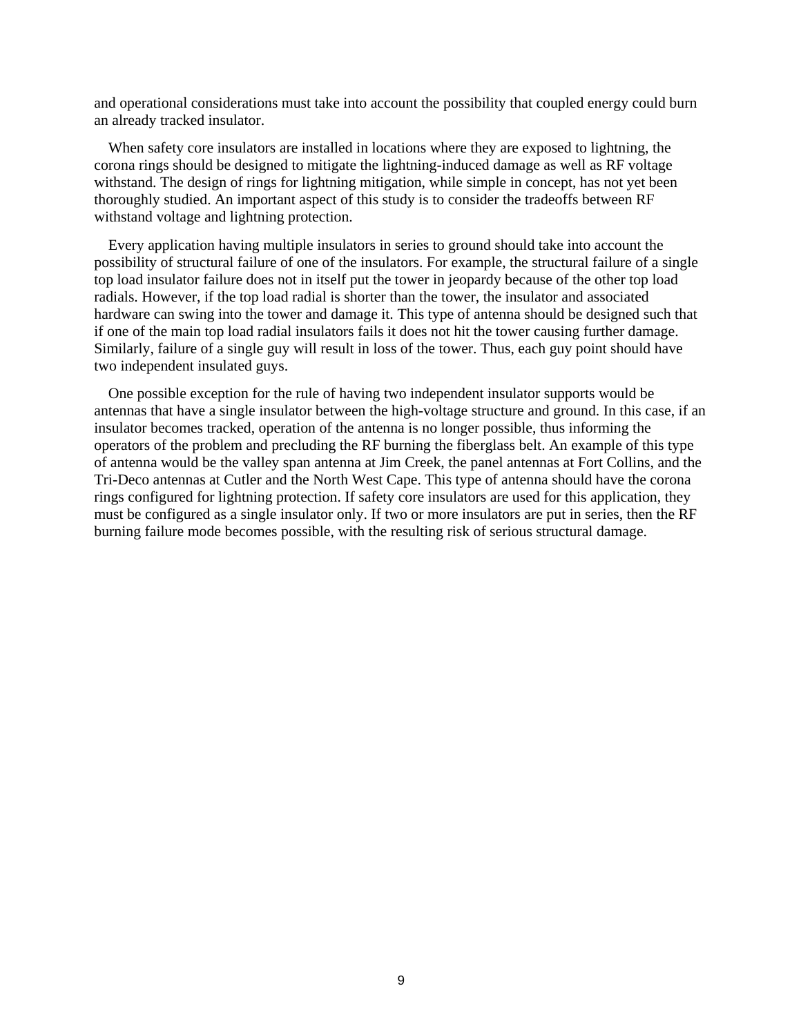and operational considerations must take into account the possibility that coupled energy could burn an already tracked insulator.

When safety core insulators are installed in locations where they are exposed to lightning, the corona rings should be designed to mitigate the lightning-induced damage as well as RF voltage withstand. The design of rings for lightning mitigation, while simple in concept, has not yet been thoroughly studied. An important aspect of this study is to consider the tradeoffs between RF withstand voltage and lightning protection.

Every application having multiple insulators in series to ground should take into account the possibility of structural failure of one of the insulators. For example, the structural failure of a single top load insulator failure does not in itself put the tower in jeopardy because of the other top load radials. However, if the top load radial is shorter than the tower, the insulator and associated hardware can swing into the tower and damage it. This type of antenna should be designed such that if one of the main top load radial insulators fails it does not hit the tower causing further damage. Similarly, failure of a single guy will result in loss of the tower. Thus, each guy point should have two independent insulated guys.

One possible exception for the rule of having two independent insulator supports would be antennas that have a single insulator between the high-voltage structure and ground. In this case, if an insulator becomes tracked, operation of the antenna is no longer possible, thus informing the operators of the problem and precluding the RF burning the fiberglass belt. An example of this type of antenna would be the valley span antenna at Jim Creek, the panel antennas at Fort Collins, and the Tri-Deco antennas at Cutler and the North West Cape. This type of antenna should have the corona rings configured for lightning protection. If safety core insulators are used for this application, they must be configured as a single insulator only. If two or more insulators are put in series, then the RF burning failure mode becomes possible, with the resulting risk of serious structural damage.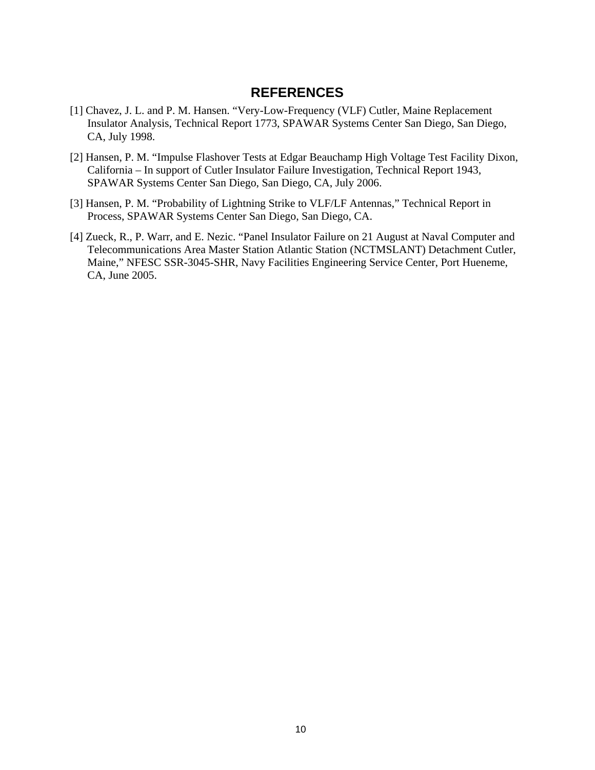# REFERENCES

[1] Chavez, J. L. and P. M. Hansen. “Very-Low-Frequency (VLF) Cutler, Maine Replacement Insulator Analysis, Technical Report 1773, SPAWAR Systems Center San Diego, San Diego, CA, July 1998.

[2] Hansen, P. M. “Impulse Flashover Tests at Edgar Beauchamp High Voltage Test Facility Dixon, California – In support of Cutler Insulator Failure Investigation, Technical Report 1943, SPAWAR Systems Center San Diego, San Diego, CA, July 2006.

[3] Hansen, P. M. “Probability of Lightning Strike to VLF/LF Antennas,” Technical Report in Process, SPAWAR Systems Center San Diego, San Diego, CA.

[4] Zueck, R., P. Warr, and E. Nezic. “Panel Insulator Failure on 21 August at Naval Computer and Telecommunications Area Master Station Atlantic Station (NCTMSLANT) Detachment Cutler, Maine,” NFESC SSR-3045-SHR, Navy Facilities Engineering Service Center, Port Hueneme, CA, June 2005.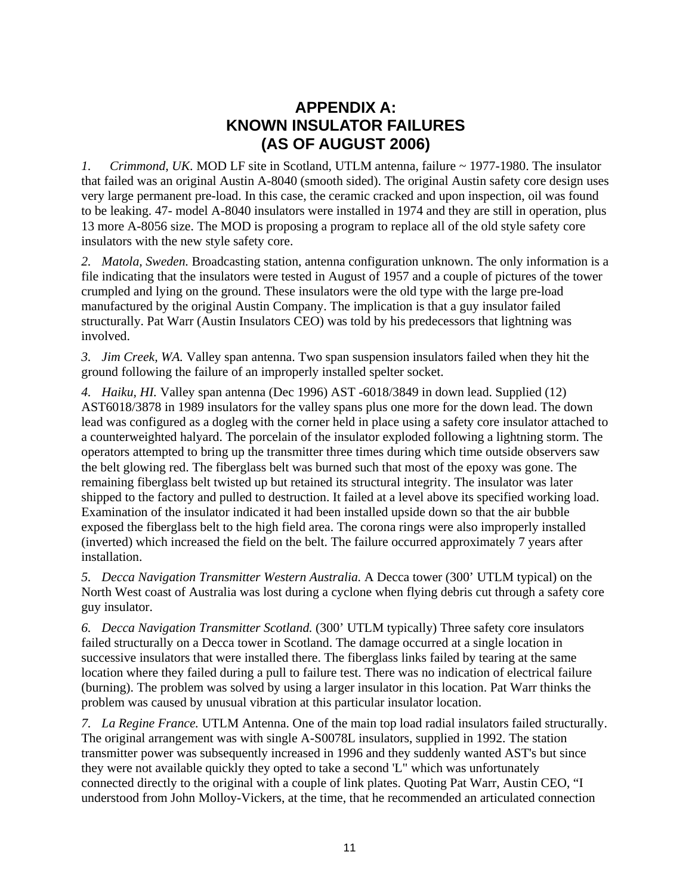# APPENDIX A:
# KNOWN INSULATOR FAILURES
# (AS OF AUGUST 2006)

*1. Crimmond, UK*. MOD LF site in Scotland, UTLM antenna, failure ~ 1977-1980. The insulator that failed was an original Austin A-8040 (smooth sided). The original Austin safety core design uses very large permanent pre-load. In this case, the ceramic cracked and upon inspection, oil was found to be leaking. 47- model A-8040 insulators were installed in 1974 and they are still in operation, plus 13 more A-8056 size. The MOD is proposing a program to replace all of the old style safety core insulators with the new style safety core.

*2. Matola, Sweden.* Broadcasting station, antenna configuration unknown. The only information is a file indicating that the insulators were tested in August of 1957 and a couple of pictures of the tower crumpled and lying on the ground. These insulators were the old type with the large pre-load manufactured by the original Austin Company. The implication is that a guy insulator failed structurally. Pat Warr (Austin Insulators CEO) was told by his predecessors that lightning was involved.

*3. Jim Creek, WA.* Valley span antenna. Two span suspension insulators failed when they hit the ground following the failure of an improperly installed spelter socket.

*4. Haiku, HI.* Valley span antenna (Dec 1996) AST -6018/3849 in down lead. Supplied (12) AST6018/3878 in 1989 insulators for the valley spans plus one more for the down lead. The down lead was configured as a dogleg with the corner held in place using a safety core insulator attached to a counterweighted halyard. The porcelain of the insulator exploded following a lightning storm. The operators attempted to bring up the transmitter three times during which time outside observers saw the belt glowing red. The fiberglass belt was burned such that most of the epoxy was gone. The remaining fiberglass belt twisted up but retained its structural integrity. The insulator was later shipped to the factory and pulled to destruction. It failed at a level above its specified working load. Examination of the insulator indicated it had been installed upside down so that the air bubble exposed the fiberglass belt to the high field area. The corona rings were also improperly installed (inverted) which increased the field on the belt. The failure occurred approximately 7 years after installation.

*5. Decca Navigation Transmitter Western Australia.* A Decca tower (300' UTLM typical) on the North West coast of Australia was lost during a cyclone when flying debris cut through a safety core guy insulator.

*6. Decca Navigation Transmitter Scotland.* (300' UTLM typically) Three safety core insulators failed structurally on a Decca tower in Scotland. The damage occurred at a single location in successive insulators that were installed there. The fiberglass links failed by tearing at the same location where they failed during a pull to failure test. There was no indication of electrical failure (burning). The problem was solved by using a larger insulator in this location. Pat Warr thinks the problem was caused by unusual vibration at this particular insulator location.

*7. La Regine France.* UTLM Antenna. One of the main top load radial insulators failed structurally. The original arrangement was with single A-S0078L insulators, supplied in 1992. The station transmitter power was subsequently increased in 1996 and they suddenly wanted AST's but since they were not available quickly they opted to take a second 'L" which was unfortunately connected directly to the original with a couple of link plates. Quoting Pat Warr, Austin CEO, "I understood from John Molloy-Vickers, at the time, that he recommended an articulated connection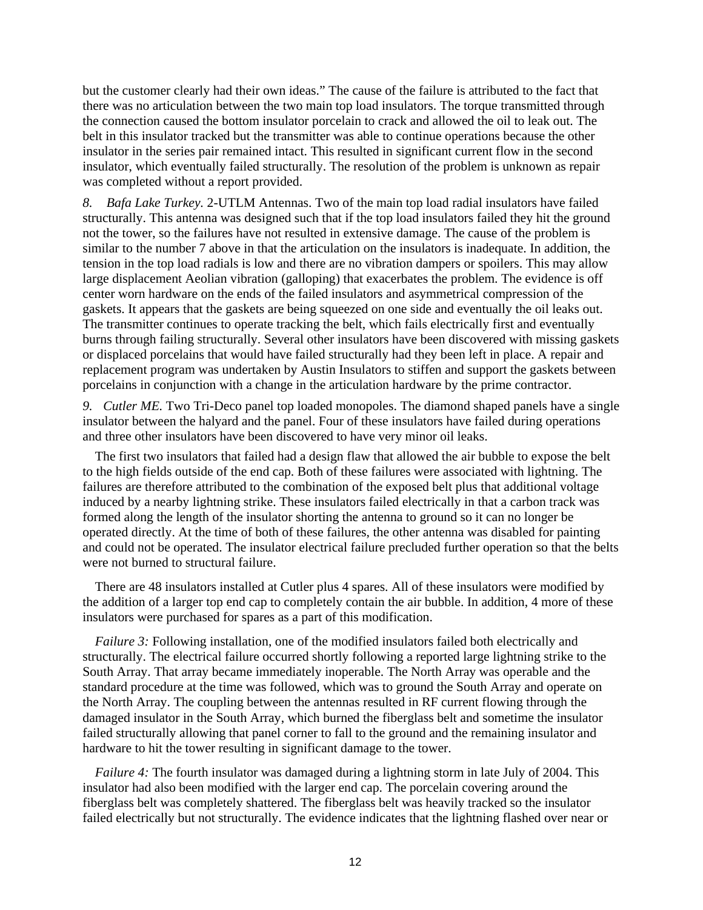but the customer clearly had their own ideas." The cause of the failure is attributed to the fact that there was no articulation between the two main top load insulators. The torque transmitted through the connection caused the bottom insulator porcelain to crack and allowed the oil to leak out. The belt in this insulator tracked but the transmitter was able to continue operations because the other insulator in the series pair remained intact. This resulted in significant current flow in the second insulator, which eventually failed structurally. The resolution of the problem is unknown as repair was completed without a report provided.

8. *Bafa Lake Turkey*. 2-UTLM Antennas. Two of the main top load radial insulators have failed structurally. This antenna was designed such that if the top load insulators failed they hit the ground not the tower, so the failures have not resulted in extensive damage. The cause of the problem is similar to the number 7 above in that the articulation on the insulators is inadequate. In addition, the tension in the top load radials is low and there are no vibration dampers or spoilers. This may allow large displacement Aeolian vibration (galloping) that exacerbates the problem. The evidence is off center worn hardware on the ends of the failed insulators and asymmetrical compression of the gaskets. It appears that the gaskets are being squeezed on one side and eventually the oil leaks out. The transmitter continues to operate tracking the belt, which fails electrically first and eventually burns through failing structurally. Several other insulators have been discovered with missing gaskets or displaced porcelains that would have failed structurally had they been left in place. A repair and replacement program was undertaken by Austin Insulators to stiffen and support the gaskets between porcelains in conjunction with a change in the articulation hardware by the prime contractor.

9. *Cutler ME.* Two Tri-Deco panel top loaded monopoles. The diamond shaped panels have a single insulator between the halyard and the panel. Four of these insulators have failed during operations and three other insulators have been discovered to have very minor oil leaks.

The first two insulators that failed had a design flaw that allowed the air bubble to expose the belt to the high fields outside of the end cap. Both of these failures were associated with lightning. The failures are therefore attributed to the combination of the exposed belt plus that additional voltage induced by a nearby lightning strike. These insulators failed electrically in that a carbon track was formed along the length of the insulator shorting the antenna to ground so it can no longer be operated directly. At the time of both of these failures, the other antenna was disabled for painting and could not be operated. The insulator electrical failure precluded further operation so that the belts were not burned to structural failure.

There are 48 insulators installed at Cutler plus 4 spares. All of these insulators were modified by the addition of a larger top end cap to completely contain the air bubble. In addition, 4 more of these insulators were purchased for spares as a part of this modification.

*Failure 3:* Following installation, one of the modified insulators failed both electrically and structurally. The electrical failure occurred shortly following a reported large lightning strike to the South Array. That array became immediately inoperable. The North Array was operable and the standard procedure at the time was followed, which was to ground the South Array and operate on the North Array. The coupling between the antennas resulted in RF current flowing through the damaged insulator in the South Array, which burned the fiberglass belt and sometime the insulator failed structurally allowing that panel corner to fall to the ground and the remaining insulator and hardware to hit the tower resulting in significant damage to the tower.

*Failure 4:* The fourth insulator was damaged during a lightning storm in late July of 2004. This insulator had also been modified with the larger end cap. The porcelain covering around the fiberglass belt was completely shattered. The fiberglass belt was heavily tracked so the insulator failed electrically but not structurally. The evidence indicates that the lightning flashed over near or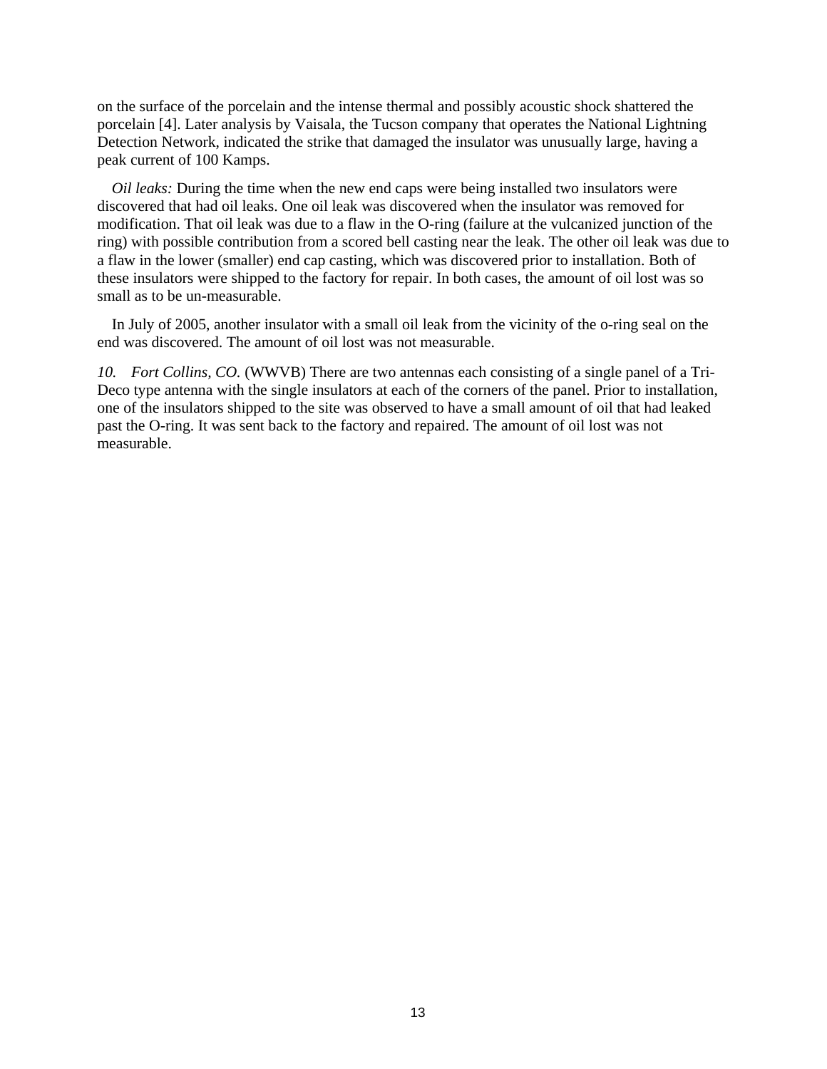on the surface of the porcelain and the intense thermal and possibly acoustic shock shattered the porcelain [4]. Later analysis by Vaisala, the Tucson company that operates the National Lightning Detection Network, indicated the strike that damaged the insulator was unusually large, having a peak current of 100 Kamps.

*Oil leaks:* During the time when the new end caps were being installed two insulators were discovered that had oil leaks. One oil leak was discovered when the insulator was removed for modification. That oil leak was due to a flaw in the O-ring (failure at the vulcanized junction of the ring) with possible contribution from a scored bell casting near the leak. The other oil leak was due to a flaw in the lower (smaller) end cap casting, which was discovered prior to installation. Both of these insulators were shipped to the factory for repair. In both cases, the amount of oil lost was so small as to be un-measurable.

In July of 2005, another insulator with a small oil leak from the vicinity of the o-ring seal on the end was discovered. The amount of oil lost was not measurable.

*10. Fort Collins, CO.* (WWVB) There are two antennas each consisting of a single panel of a Tri-Deco type antenna with the single insulators at each of the corners of the panel. Prior to installation, one of the insulators shipped to the site was observed to have a small amount of oil that had leaked past the O-ring. It was sent back to the factory and repaired. The amount of oil lost was not measurable.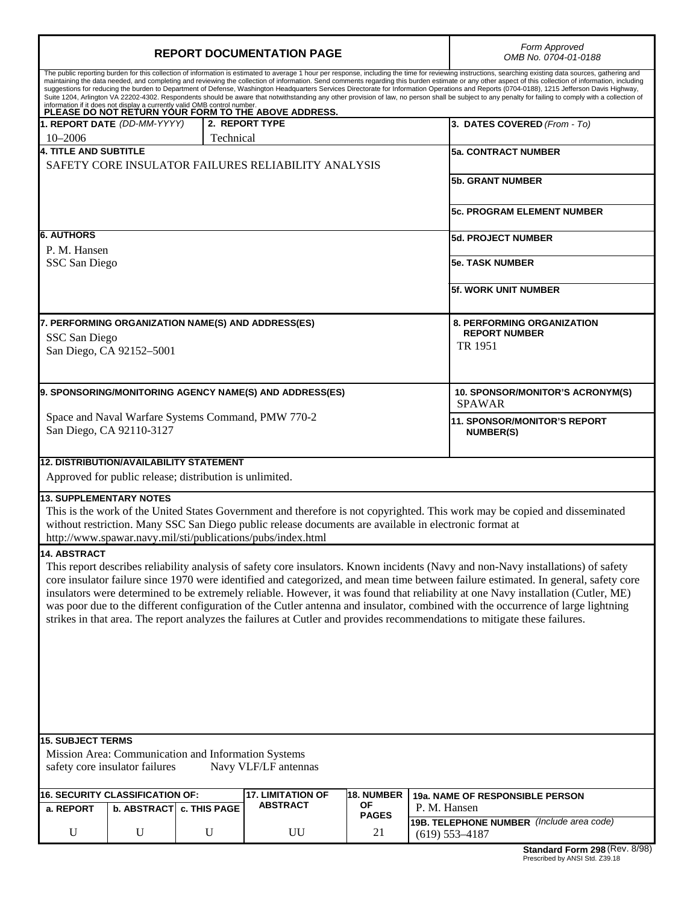# REPORT DOCUMENTATION PAGE

*Form Approved*
*OMB No. 0704-01-0188*

The public reporting burden for this collection of information is estimated to average 1 hour per response, including the time for reviewing instructions, searching existing data sources, gathering and maintaining the data needed, and completing and reviewing the collection of information. Send comments regarding this burden estimate or any other aspect of this collection of information, including suggestions for reducing the burden to Department of Defense, Washington Headquarters Services Directorate for Information Operations and Reports (0704-0188), 1215 Jefferson Davis Highway, Suite 1204, Arlington VA 22202-4302. Respondents should be aware that notwithstanding any other provision of law, no person shall be subject to any penalty for failing to comply with a collection of information if it does not display a currently valid OMB control number.

**PLEASE DO NOT RETURN YOUR FORM TO THE ABOVE ADDRESS.**

| **1. REPORT DATE** *(DD-MM-YYYY)* | **2. REPORT TYPE** | **3. DATES COVERED** *(From - To)* |
|---|---|---|
| 10–2006 | Technical | |

**4. TITLE AND SUBTITLE**
SAFETY CORE INSULATOR FAILURES RELIABILITY ANALYSIS

**5a. CONTRACT NUMBER**

**5b. GRANT NUMBER**

**5c. PROGRAM ELEMENT NUMBER**

**6. AUTHORS**
P. M. Hansen
SSC San Diego

**5d. PROJECT NUMBER**

**5e. TASK NUMBER**

**5f. WORK UNIT NUMBER**

**7. PERFORMING ORGANIZATION NAME(S) AND ADDRESS(ES)**
SSC San Diego
San Diego, CA 92152–5001

**8. PERFORMING ORGANIZATION REPORT NUMBER**
TR 1951

**9. SPONSORING/MONITORING AGENCY NAME(S) AND ADDRESS(ES)**
Space and Naval Warfare Systems Command, PMW 770-2
San Diego, CA 92110-3127

**10. SPONSOR/MONITOR'S ACRONYM(S)**
SPAWAR

**11. SPONSOR/MONITOR'S REPORT NUMBER(S)**

**12. DISTRIBUTION/AVAILABILITY STATEMENT**
Approved for public release; distribution is unlimited.

**13. SUPPLEMENTARY NOTES**
This is the work of the United States Government and therefore is not copyrighted. This work may be copied and disseminated without restriction. Many SSC San Diego public release documents are available in electronic format at http://www.spawar.navy.mil/sti/publications/pubs/index.html

**14. ABSTRACT**
This report describes reliability analysis of safety core insulators. Known incidents (Navy and non-Navy installations) of safety core insulator failure since 1970 were identified and categorized, and mean time between failure estimated. In general, safety core insulators were determined to be extremely reliable. However, it was found that reliability at one Navy installation (Cutler, ME) was poor due to the different configuration of the Cutler antenna and insulator, combined with the occurrence of large lightning strikes in that area. The report analyzes the failures at Cutler and provides recommendations to mitigate these failures.

**15. SUBJECT TERMS**
Mission Area: Communication and Information Systems
safety core insulator failures    Navy VLF/LF antennas

| **16. SECURITY CLASSIFICATION OF:** | | | **17. LIMITATION OF ABSTRACT** | **18. NUMBER OF PAGES** | **19a. NAME OF RESPONSIBLE PERSON** |
|---|---|---|---|---|---|
| **a. REPORT** | **b. ABSTRACT** | **c. THIS PAGE** | | | P. M. Hansen |
| U | U | U | UU | 21 | **19B. TELEPHONE NUMBER** *(Include area code)* (619) 553–4187 |

**Standard Form 298** (Rev. 8/98)
Prescribed by ANSI Std. Z39.18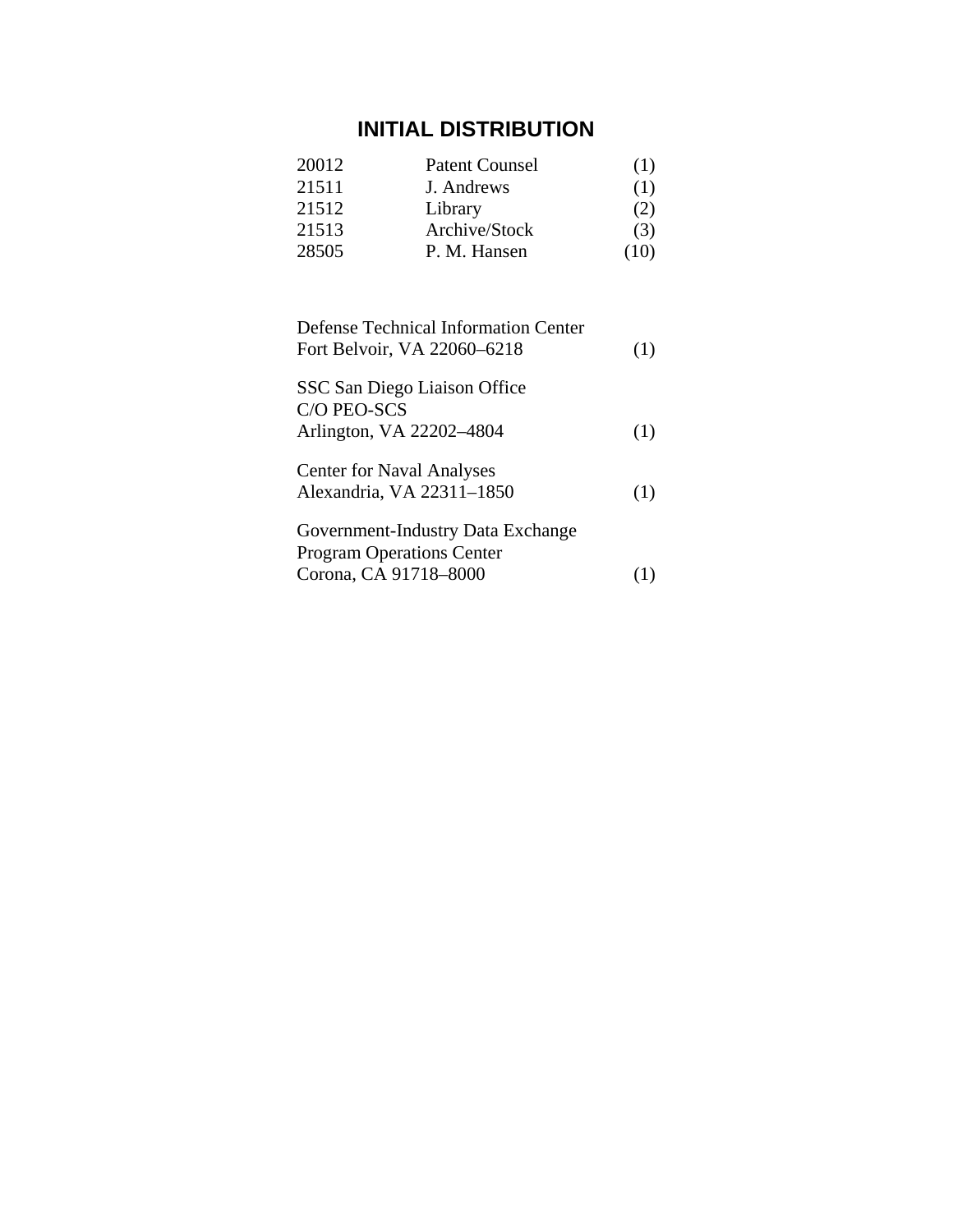# INITIAL DISTRIBUTION

| | | |
|---|---|---|
| 20012 | Patent Counsel | (1) |
| 21511 | J. Andrews | (1) |
| 21512 | Library | (2) |
| 21513 | Archive/Stock | (3) |
| 28505 | P. M. Hansen | (10) |

| | |
|---|---|
| Defense Technical Information Center<br>Fort Belvoir, VA 22060–6218 | (1) |
| SSC San Diego Liaison Office<br>C/O PEO-SCS<br>Arlington, VA 22202–4804 | (1) |
| Center for Naval Analyses<br>Alexandria, VA 22311–1850 | (1) |
| Government-Industry Data Exchange<br>Program Operations Center<br>Corona, CA 91718–8000 | (1) |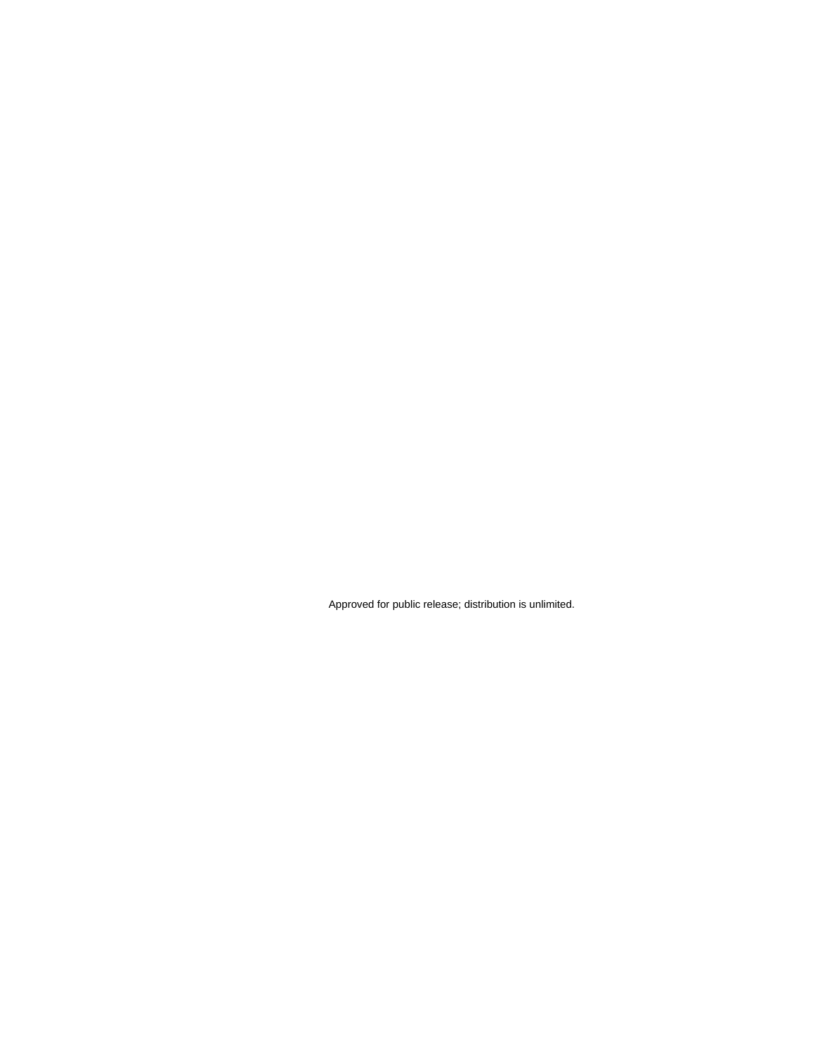Approved for public release; distribution is unlimited.